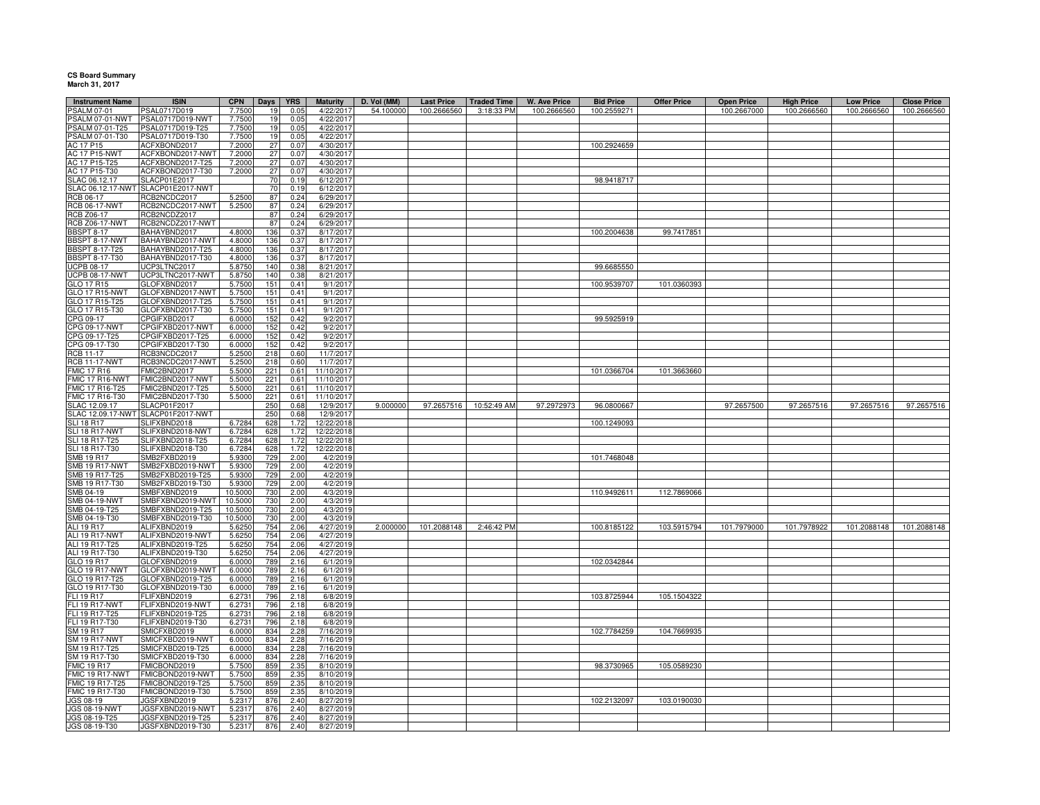**CS Board Summary**
**March 31, 2017**

| Instrument Name | ISIN | CPN | Days | YRS | Maturity | D. Vol (MM) | Last Price | Traded Time | W. Ave Price | Bid Price | Offer Price | Open Price | High Price | Low Price | Close Price |
|---|---|---|---|---|---|---|---|---|---|---|---|---|---|---|---|
| PSALM 07-01 | PSAL0717D019 | 7.7500 | 19 | 0.05 | 4/22/2017 | 54.100000 | 100.2666560 | 3:18:33 PM | 100.2666560 | 100.2559271 | | 100.2667000 | 100.2666560 | 100.2666560 | 100.2666560 |
| PSALM 07-01-NWT | PSAL0717D019-NWT | 7.7500 | 19 | 0.05 | 4/22/2017 | | | | | | | | | | |
| PSALM 07-01-T25 | PSAL0717D019-T25 | 7.7500 | 19 | 0.05 | 4/22/2017 | | | | | | | | | | |
| PSALM 07-01-T30 | PSAL0717D019-T30 | 7.7500 | 19 | 0.05 | 4/22/2017 | | | | | | | | | | |
| AC 17 P15 | ACFXBOND2017 | 7.2000 | 27 | 0.07 | 4/30/2017 | | | | | 100.2924659 | | | | | |
| AC 17 P15-NWT | ACFXBOND2017-NWT | 7.2000 | 27 | 0.07 | 4/30/2017 | | | | | | | | | | |
| AC 17 P15-T25 | ACFXBOND2017-T25 | 7.2000 | 27 | 0.07 | 4/30/2017 | | | | | | | | | | |
| AC 17 P15-T30 | ACFXBOND2017-T30 | 7.2000 | 27 | 0.07 | 4/30/2017 | | | | | | | | | | |
| SLAC 06.12.17 | SLACP01E2017 | | 70 | 0.19 | 6/12/2017 | | | | | 98.9418717 | | | | | |
| SLAC 06.12.17-NWT | SLACP01E2017-NWT | | 70 | 0.19 | 6/12/2017 | | | | | | | | | | |
| RCB 06-17 | RCB2NCDC2017 | 5.2500 | 87 | 0.24 | 6/29/2017 | | | | | | | | | | |
| RCB 06-17-NWT | RCB2NCDC2017-NWT | 5.2500 | 87 | 0.24 | 6/29/2017 | | | | | | | | | | |
| RCB Z06-17 | RCB2NCDZ2017 | | 87 | 0.24 | 6/29/2017 | | | | | | | | | | |
| RCB Z06-17-NWT | RCB2NCDZ2017-NWT | | 87 | 0.24 | 6/29/2017 | | | | | | | | | | |
| BBSPT 8-17 | BAHAYBND2017 | 4.8000 | 136 | 0.37 | 8/17/2017 | | | | | 100.2004638 | 99.7417851 | | | | |
| BBSPT 8-17-NWT | BAHAYBND2017-NWT | 4.8000 | 136 | 0.37 | 8/17/2017 | | | | | | | | | | |
| BBSPT 8-17-T25 | BAHAYBND2017-T25 | 4.8000 | 136 | 0.37 | 8/17/2017 | | | | | | | | | | |
| BBSPT 8-17-T30 | BAHAYBND2017-T30 | 4.8000 | 136 | 0.37 | 8/17/2017 | | | | | | | | | | |
| UCPB 08-17 | UCP3LTNC2017 | 5.8750 | 140 | 0.38 | 8/21/2017 | | | | | 99.6685550 | | | | | |
| UCPB 08-17-NWT | UCP3LTNC2017-NWT | 5.8750 | 140 | 0.38 | 8/21/2017 | | | | | | | | | | |
| GLO 17 R15 | GLOFXBND2017 | 5.7500 | 151 | 0.41 | 9/1/2017 | | | | | 100.9539707 | 101.0360393 | | | | |
| GLO 17 R15-NWT | GLOFXBND2017-NWT | 5.7500 | 151 | 0.41 | 9/1/2017 | | | | | | | | | | |
| GLO 17 R15-T25 | GLOFXBND2017-T25 | 5.7500 | 151 | 0.41 | 9/1/2017 | | | | | | | | | | |
| GLO 17 R15-T30 | GLOFXBND2017-T30 | 5.7500 | 151 | 0.41 | 9/1/2017 | | | | | | | | | | |
| CPG 09-17 | CPGIFXBD2017 | 6.0000 | 152 | 0.42 | 9/2/2017 | | | | | 99.5925919 | | | | | |
| CPG 09-17-NWT | CPGIFXBD2017-NWT | 6.0000 | 152 | 0.42 | 9/2/2017 | | | | | | | | | | |
| CPG 09-17-T25 | CPGIFXBD2017-T25 | 6.0000 | 152 | 0.42 | 9/2/2017 | | | | | | | | | | |
| CPG 09-17-T30 | CPGIFXBD2017-T30 | 6.0000 | 152 | 0.42 | 9/2/2017 | | | | | | | | | | |
| RCB 11-17 | RCB3NCDC2017 | 5.2500 | 218 | 0.60 | 11/7/2017 | | | | | | | | | | |
| RCB 11-17-NWT | RCB3NCDC2017-NWT | 5.2500 | 218 | 0.60 | 11/7/2017 | | | | | | | | | | |
| FMIC 17 R16 | FMIC2BND2017 | 5.5000 | 221 | 0.61 | 11/10/2017 | | | | | 101.0366704 | 101.3663660 | | | | |
| FMIC 17 R16-NWT | FMIC2BND2017-NWT | 5.5000 | 221 | 0.61 | 11/10/2017 | | | | | | | | | | |
| FMIC 17 R16-T25 | FMIC2BND2017-T25 | 5.5000 | 221 | 0.61 | 11/10/2017 | | | | | | | | | | |
| FMIC 17 R16-T30 | FMIC2BND2017-T30 | 5.5000 | 221 | 0.61 | 11/10/2017 | | | | | | | | | | |
| SLAC 12.09.17 | SLACP01F2017 | | 250 | 0.68 | 12/9/2017 | 9.000000 | 97.2657516 | 10:52:49 AM | 97.2972973 | 96.0800667 | | 97.2657500 | 97.2657516 | 97.2657516 | 97.2657516 |
| SLAC 12.09.17-NWT | SLACP01F2017-NWT | | 250 | 0.68 | 12/9/2017 | | | | | | | | | | |
| SLI 18 R17 | SLIFXBND2018 | 6.7284 | 628 | 1.72 | 12/22/2018 | | | | | 100.1249093 | | | | | |
| SLI 18 R17-NWT | SLIFXBND2018-NWT | 6.7284 | 628 | 1.72 | 12/22/2018 | | | | | | | | | | |
| SLI 18 R17-T25 | SLIFXBND2018-T25 | 6.7284 | 628 | 1.72 | 12/22/2018 | | | | | | | | | | |
| SLI 18 R17-T30 | SLIFXBND2018-T30 | 6.7284 | 628 | 1.72 | 12/22/2018 | | | | | | | | | | |
| SMB 19 R17 | SMB2FXBD2019 | 5.9300 | 729 | 2.00 | 4/2/2019 | | | | | 101.7468048 | | | | | |
| SMB 19 R17-NWT | SMB2FXBD2019-NWT | 5.9300 | 729 | 2.00 | 4/2/2019 | | | | | | | | | | |
| SMB 19 R17-T25 | SMB2FXBD2019-T25 | 5.9300 | 729 | 2.00 | 4/2/2019 | | | | | | | | | | |
| SMB 19 R17-T30 | SMB2FXBD2019-T30 | 5.9300 | 729 | 2.00 | 4/2/2019 | | | | | | | | | | |
| SMB 04-19 | SMBFXBND2019 | 10.5000 | 730 | 2.00 | 4/3/2019 | | | | | 110.9492611 | 112.7869066 | | | | |
| SMB 04-19-NWT | SMBFXBND2019-NWT | 10.5000 | 730 | 2.00 | 4/3/2019 | | | | | | | | | | |
| SMB 04-19-T25 | SMBFXBND2019-T25 | 10.5000 | 730 | 2.00 | 4/3/2019 | | | | | | | | | | |
| SMB 04-19-T30 | SMBFXBND2019-T30 | 10.5000 | 730 | 2.00 | 4/3/2019 | | | | | | | | | | |
| ALI 19 R17 | ALIFXBND2019 | 5.6250 | 754 | 2.06 | 4/27/2019 | 2.000000 | 101.2088148 | 2:46:42 PM | | 100.8185122 | 103.5915794 | 101.7979000 | 101.7978922 | 101.2088148 | 101.2088148 |
| ALI 19 R17-NWT | ALIFXBND2019-NWT | 5.6250 | 754 | 2.06 | 4/27/2019 | | | | | | | | | | |
| ALI 19 R17-T25 | ALIFXBND2019-T25 | 5.6250 | 754 | 2.06 | 4/27/2019 | | | | | | | | | | |
| ALI 19 R17-T30 | ALIFXBND2019-T30 | 5.6250 | 754 | 2.06 | 4/27/2019 | | | | | | | | | | |
| GLO 19 R17 | GLOFXBND2019 | 6.0000 | 789 | 2.16 | 6/1/2019 | | | | | 102.0342844 | | | | | |
| GLO 19 R17-NWT | GLOFXBND2019-NWT | 6.0000 | 789 | 2.16 | 6/1/2019 | | | | | | | | | | |
| GLO 19 R17-T25 | GLOFXBND2019-T25 | 6.0000 | 789 | 2.16 | 6/1/2019 | | | | | | | | | | |
| GLO 19 R17-T30 | GLOFXBND2019-T30 | 6.0000 | 789 | 2.16 | 6/1/2019 | | | | | | | | | | |
| FLI 19 R17 | FLIFXBND2019 | 6.2731 | 796 | 2.18 | 6/8/2019 | | | | | 103.8725944 | 105.1504322 | | | | |
| FLI 19 R17-NWT | FLIFXBND2019-NWT | 6.2731 | 796 | 2.18 | 6/8/2019 | | | | | | | | | | |
| FLI 19 R17-T25 | FLIFXBND2019-T25 | 6.2731 | 796 | 2.18 | 6/8/2019 | | | | | | | | | | |
| FLI 19 R17-T30 | FLIFXBND2019-T30 | 6.2731 | 796 | 2.18 | 6/8/2019 | | | | | | | | | | |
| SM 19 R17 | SMICFXBD2019 | 6.0000 | 834 | 2.28 | 7/16/2019 | | | | | 102.7784259 | 104.7669935 | | | | |
| SM 19 R17-NWT | SMICFXBD2019-NWT | 6.0000 | 834 | 2.28 | 7/16/2019 | | | | | | | | | | |
| SM 19 R17-T25 | SMICFXBD2019-T25 | 6.0000 | 834 | 2.28 | 7/16/2019 | | | | | | | | | | |
| SM 19 R17-T30 | SMICFXBD2019-T30 | 6.0000 | 834 | 2.28 | 7/16/2019 | | | | | | | | | | |
| FMIC 19 R17 | FMICBOND2019 | 5.7500 | 859 | 2.35 | 8/10/2019 | | | | | 98.3730965 | 105.0589230 | | | | |
| FMIC 19 R17-NWT | FMICBOND2019-NWT | 5.7500 | 859 | 2.35 | 8/10/2019 | | | | | | | | | | |
| FMIC 19 R17-T25 | FMICBOND2019-T25 | 5.7500 | 859 | 2.35 | 8/10/2019 | | | | | | | | | | |
| FMIC 19 R17-T30 | FMICBOND2019-T30 | 5.7500 | 859 | 2.35 | 8/10/2019 | | | | | | | | | | |
| JGS 08-19 | JGSFXBND2019 | 5.2317 | 876 | 2.40 | 8/27/2019 | | | | | 102.2132097 | 103.0190030 | | | | |
| JGS 08-19-NWT | JGSFXBND2019-NWT | 5.2317 | 876 | 2.40 | 8/27/2019 | | | | | | | | | | |
| JGS 08-19-T25 | JGSFXBND2019-T25 | 5.2317 | 876 | 2.40 | 8/27/2019 | | | | | | | | | | |
| JGS 08-19-T30 | JGSFXBND2019-T30 | 5.2317 | 876 | 2.40 | 8/27/2019 | | | | | | | | | | |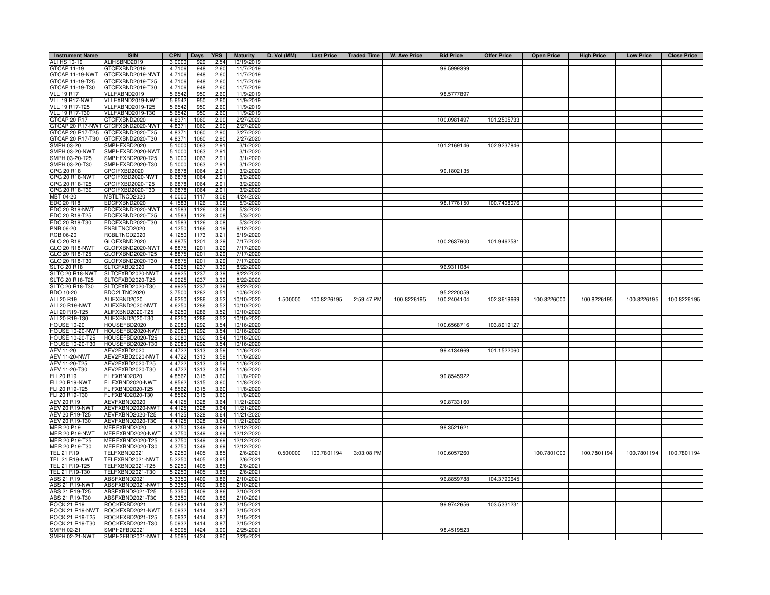| Instrument Name | ISIN | CPN | Days | YRS | Maturity | D. Vol (MM) | Last Price | Traded Time | W. Ave Price | Bid Price | Offer Price | Open Price | High Price | Low Price | Close Price |
|---|---|---|---|---|---|---|---|---|---|---|---|---|---|---|---|
| ALI HS 10-19 | ALIHSBND2019 | 3.0000 | 929 | 2.54 | 10/19/2019 | | | | | | | | | | |
| GTCAP 11-19 | GTCFXBND2019 | 4.7106 | 948 | 2.60 | 11/7/2019 | | | | | 99.5999399 | | | | | |
| GTCAP 11-19-NWT | GTCFXBND2019-NWT | 4.7106 | 948 | 2.60 | 11/7/2019 | | | | | | | | | | |
| GTCAP 11-19-T25 | GTCFXBND2019-T25 | 4.7106 | 948 | 2.60 | 11/7/2019 | | | | | | | | | | |
| GTCAP 11-19-T30 | GTCFXBND2019-T30 | 4.7106 | 948 | 2.60 | 11/7/2019 | | | | | | | | | | |
| VLL 19 R17 | VLLFXBND2019 | 5.6542 | 950 | 2.60 | 11/9/2019 | | | | | 98.5777897 | | | | | |
| VLL 19 R17-NWT | VLLFXBND2019-NWT | 5.6542 | 950 | 2.60 | 11/9/2019 | | | | | | | | | | |
| VLL 19 R17-T25 | VLLFXBND2019-T25 | 5.6542 | 950 | 2.60 | 11/9/2019 | | | | | | | | | | |
| VLL 19 R17-T30 | VLLFXBND2019-T30 | 5.6542 | 950 | 2.60 | 11/9/2019 | | | | | | | | | | |
| GTCAP 20 R17 | GTCFXBND2020 | 4.8371 | 1060 | 2.90 | 2/27/2020 | | | | | 100.0981497 | 101.2505733 | | | | |
| GTCAP 20 R17-NWT | GTCFXBND2020-NWT | 4.8371 | 1060 | 2.90 | 2/27/2020 | | | | | | | | | | |
| GTCAP 20 R17-T25 | GTCFXBND2020-T25 | 4.8371 | 1060 | 2.90 | 2/27/2020 | | | | | | | | | | |
| GTCAP 20 R17-T30 | GTCFXBND2020-T30 | 4.8371 | 1060 | 2.90 | 2/27/2020 | | | | | | | | | | |
| SMPH 03-20 | SMPHFXBD2020 | 5.1000 | 1063 | 2.91 | 3/1/2020 | | | | | 101.2169146 | 102.9237846 | | | | |
| SMPH 03-20-NWT | SMPHFXBD2020-NWT | 5.1000 | 1063 | 2.91 | 3/1/2020 | | | | | | | | | | |
| SMPH 03-20-T25 | SMPHFXBD2020-T25 | 5.1000 | 1063 | 2.91 | 3/1/2020 | | | | | | | | | | |
| SMPH 03-20-T30 | SMPHFXBD2020-T30 | 5.1000 | 1063 | 2.91 | 3/1/2020 | | | | | | | | | | |
| CPG 20 R18 | CPGIFXBD2020 | 6.6878 | 1064 | 2.91 | 3/2/2020 | | | | | 99.1802135 | | | | | |
| CPG 20 R18-NWT | CPGIFXBD2020-NWT | 6.6878 | 1064 | 2.91 | 3/2/2020 | | | | | | | | | | |
| CPG 20 R18-T25 | CPGIFXBD2020-T25 | 6.6878 | 1064 | 2.91 | 3/2/2020 | | | | | | | | | | |
| CPG 20 R18-T30 | CPGIFXBD2020-T30 | 6.6878 | 1064 | 2.91 | 3/2/2020 | | | | | | | | | | |
| MBT 04-20 | MBTLTNCD2020 | 4.0000 | 1117 | 3.06 | 4/24/2020 | | | | | | | | | | |
| EDC 20 R18 | EDCFXBND2020 | 4.1583 | 1126 | 3.08 | 5/3/2020 | | | | | 98.1776150 | 100.7408076 | | | | |
| EDC 20 R18-NWT | EDCFXBND2020-NWT | 4.1583 | 1126 | 3.08 | 5/3/2020 | | | | | | | | | | |
| EDC 20 R18-T25 | EDCFXBND2020-T25 | 4.1583 | 1126 | 3.08 | 5/3/2020 | | | | | | | | | | |
| EDC 20 R18-T30 | EDCFXBND2020-T30 | 4.1583 | 1126 | 3.08 | 5/3/2020 | | | | | | | | | | |
| PNB 06-20 | PNBLTNCD2020 | 4.1250 | 1166 | 3.19 | 6/12/2020 | | | | | | | | | | |
| RCB 06-20 | RCBLTNCD2020 | 4.1250 | 1173 | 3.21 | 6/19/2020 | | | | | | | | | | |
| GLO 20 R18 | GLOFXBND2020 | 4.8875 | 1201 | 3.29 | 7/17/2020 | | | | | 100.2637900 | 101.9462581 | | | | |
| GLO 20 R18-NWT | GLOFXBND2020-NWT | 4.8875 | 1201 | 3.29 | 7/17/2020 | | | | | | | | | | |
| GLO 20 R18-T25 | GLOFXBND2020-T25 | 4.8875 | 1201 | 3.29 | 7/17/2020 | | | | | | | | | | |
| GLO 20 R18-T30 | GLOFXBND2020-T30 | 4.8875 | 1201 | 3.29 | 7/17/2020 | | | | | | | | | | |
| SLTC 20 R18 | SLTCFXBD2020 | 4.9925 | 1237 | 3.39 | 8/22/2020 | | | | | 96.9311084 | | | | | |
| SLTC 20 R18-NWT | SLTCFXBD2020-NWT | 4.9925 | 1237 | 3.39 | 8/22/2020 | | | | | | | | | | |
| SLTC 20 R18-T25 | SLTCFXBD2020-T25 | 4.9925 | 1237 | 3.39 | 8/22/2020 | | | | | | | | | | |
| SLTC 20 R18-T30 | SLTCFXBD2020-T30 | 4.9925 | 1237 | 3.39 | 8/22/2020 | | | | | | | | | | |
| BDO 10-20 | BDO2LTNC2020 | 3.7500 | 1282 | 3.51 | 10/6/2020 | | | | | 95.2220059 | | | | | |
| ALI 20 R19 | ALIFXBND2020 | 4.6250 | 1286 | 3.52 | 10/10/2020 | 1.500000 | 100.8226195 | 2:59:47 PM | 100.8226195 | 100.2404104 | 102.3619669 | 100.8226000 | 100.8226195 | 100.8226195 | 100.8226195 |
| ALI 20 R19-NWT | ALIFXBND2020-NWT | 4.6250 | 1286 | 3.52 | 10/10/2020 | | | | | | | | | | |
| ALI 20 R19-T25 | ALIFXBND2020-T25 | 4.6250 | 1286 | 3.52 | 10/10/2020 | | | | | | | | | | |
| ALI 20 R19-T30 | ALIFXBND2020-T30 | 4.6250 | 1286 | 3.52 | 10/10/2020 | | | | | | | | | | |
| HOUSE 10-20 | HOUSEFBD2020 | 6.2080 | 1292 | 3.54 | 10/16/2020 | | | | | 100.6568716 | 103.8919127 | | | | |
| HOUSE 10-20-NWT | HOUSEFBD2020-NWT | 6.2080 | 1292 | 3.54 | 10/16/2020 | | | | | | | | | | |
| HOUSE 10-20-T25 | HOUSEFBD2020-T25 | 6.2080 | 1292 | 3.54 | 10/16/2020 | | | | | | | | | | |
| HOUSE 10-20-T30 | HOUSEFBD2020-T30 | 6.2080 | 1292 | 3.54 | 10/16/2020 | | | | | | | | | | |
| AEV 11-20 | AEV2FXBD2020 | 4.4722 | 1313 | 3.59 | 11/6/2020 | | | | | 99.4134969 | 101.1522060 | | | | |
| AEV 11-20-NWT | AEV2FXBD2020-NWT | 4.4722 | 1313 | 3.59 | 11/6/2020 | | | | | | | | | | |
| AEV 11-20-T25 | AEV2FXBD2020-T25 | 4.4722 | 1313 | 3.59 | 11/6/2020 | | | | | | | | | | |
| AEV 11-20-T30 | AEV2FXBD2020-T30 | 4.4722 | 1313 | 3.59 | 11/6/2020 | | | | | | | | | | |
| FLI 20 R19 | FLIFXBND2020 | 4.8562 | 1315 | 3.60 | 11/8/2020 | | | | | 99.8545922 | | | | | |
| FLI 20 R19-NWT | FLIFXBND2020-NWT | 4.8562 | 1315 | 3.60 | 11/8/2020 | | | | | | | | | | |
| FLI 20 R19-T25 | FLIFXBND2020-T25 | 4.8562 | 1315 | 3.60 | 11/8/2020 | | | | | | | | | | |
| FLI 20 R19-T30 | FLIFXBND2020-T30 | 4.8562 | 1315 | 3.60 | 11/8/2020 | | | | | | | | | | |
| AEV 20 R19 | AEVFXBND2020 | 4.4125 | 1328 | 3.64 | 11/21/2020 | | | | | 99.8733160 | | | | | |
| AEV 20 R19-NWT | AEVFXBND2020-NWT | 4.4125 | 1328 | 3.64 | 11/21/2020 | | | | | | | | | | |
| AEV 20 R19-T25 | AEVFXBND2020-T25 | 4.4125 | 1328 | 3.64 | 11/21/2020 | | | | | | | | | | |
| AEV 20 R19-T30 | AEVFXBND2020-T30 | 4.4125 | 1328 | 3.64 | 11/21/2020 | | | | | | | | | | |
| MER 20 P19 | MERFXBND2020 | 4.3750 | 1349 | 3.69 | 12/12/2020 | | | | | 98.3521621 | | | | | |
| MER 20 P19-NWT | MERFXBND2020-NWT | 4.3750 | 1349 | 3.69 | 12/12/2020 | | | | | | | | | | |
| MER 20 P19-T25 | MERFXBND2020-T25 | 4.3750 | 1349 | 3.69 | 12/12/2020 | | | | | | | | | | |
| MER 20 P19-T30 | MERFXBND2020-T30 | 4.3750 | 1349 | 3.69 | 12/12/2020 | | | | | | | | | | |
| TEL 21 R19 | TELFXBND2021 | 5.2250 | 1405 | 3.85 | 2/6/2021 | 0.500000 | 100.7801194 | 3:03:08 PM | | 100.6057260 | | 100.7801000 | 100.7801194 | 100.7801194 | 100.7801194 |
| TEL 21 R19-NWT | TELFXBND2021-NWT | 5.2250 | 1405 | 3.85 | 2/6/2021 | | | | | | | | | | |
| TEL 21 R19-T25 | TELFXBND2021-T25 | 5.2250 | 1405 | 3.85 | 2/6/2021 | | | | | | | | | | |
| TEL 21 R19-T30 | TELFXBND2021-T30 | 5.2250 | 1405 | 3.85 | 2/6/2021 | | | | | | | | | | |
| ABS 21 R19 | ABSFXBND2021 | 5.3350 | 1409 | 3.86 | 2/10/2021 | | | | | 96.8859788 | 104.3790645 | | | | |
| ABS 21 R19-NWT | ABSFXBND2021-NWT | 5.3350 | 1409 | 3.86 | 2/10/2021 | | | | | | | | | | |
| ABS 21 R19-T25 | ABSFXBND2021-T25 | 5.3350 | 1409 | 3.86 | 2/10/2021 | | | | | | | | | | |
| ABS 21 R19-T30 | ABSFXBND2021-T30 | 5.3350 | 1409 | 3.86 | 2/10/2021 | | | | | | | | | | |
| ROCK 21 R19 | ROCKFXBD2021 | 5.0932 | 1414 | 3.87 | 2/15/2021 | | | | | 99.9742656 | 103.5331231 | | | | |
| ROCK 21 R19-NWT | ROCKFXBD2021-NWT | 5.0932 | 1414 | 3.87 | 2/15/2021 | | | | | | | | | | |
| ROCK 21 R19-T25 | ROCKFXBD2021-T25 | 5.0932 | 1414 | 3.87 | 2/15/2021 | | | | | | | | | | |
| ROCK 21 R19-T30 | ROCKFXBD2021-T30 | 5.0932 | 1414 | 3.87 | 2/15/2021 | | | | | | | | | | |
| SMPH 02-21 | SMPH2FBD2021 | 4.5095 | 1424 | 3.90 | 2/25/2021 | | | | | 98.4519523 | | | | | |
| SMPH 02-21-NWT | SMPH2FBD2021-NWT | 4.5095 | 1424 | 3.90 | 2/25/2021 | | | | | | | | | | |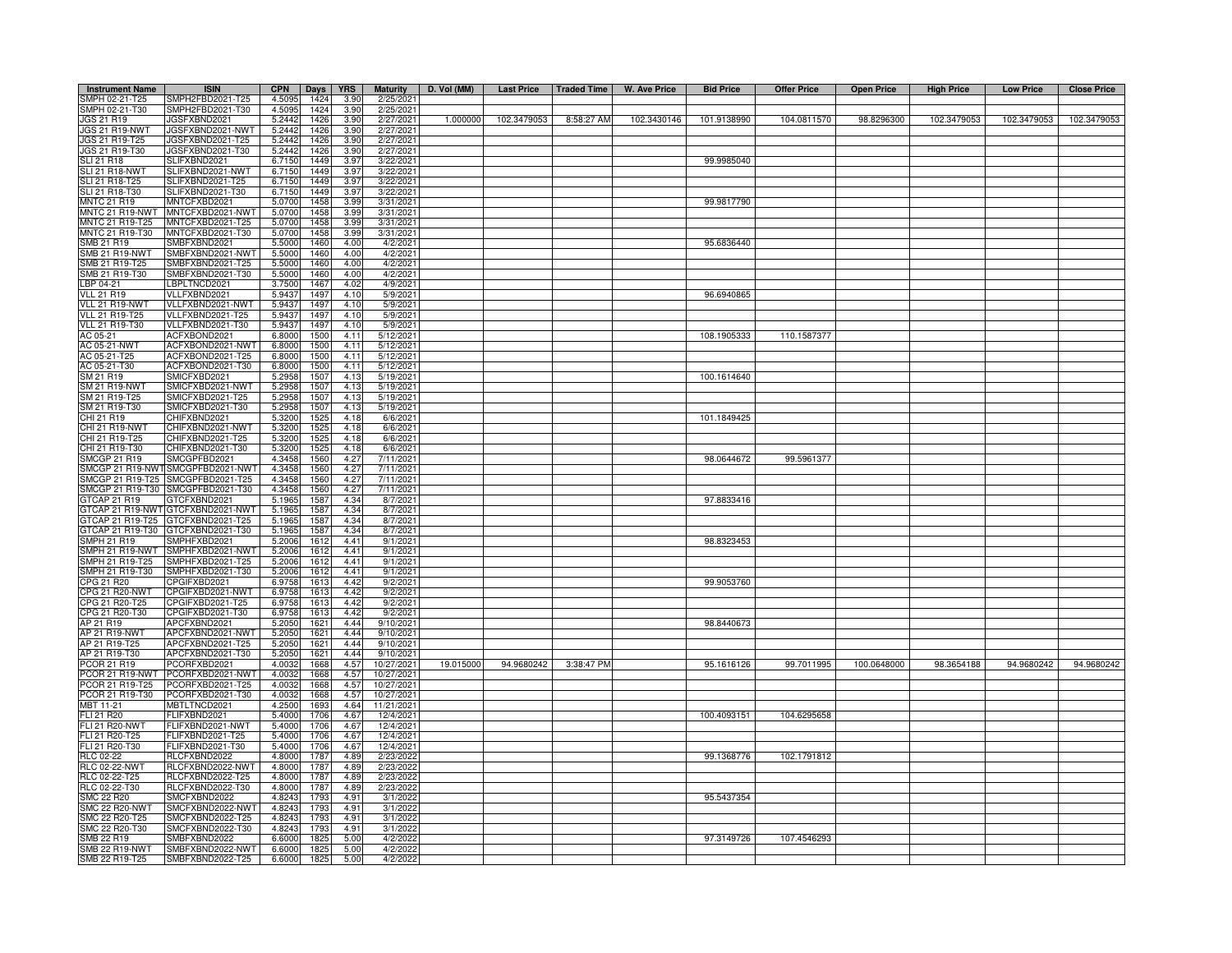| Instrument Name | ISIN | CPN | Days | YRS | Maturity | D. Vol (MM) | Last Price | Traded Time | W. Ave Price | Bid Price | Offer Price | Open Price | High Price | Low Price | Close Price |
|---|---|---|---|---|---|---|---|---|---|---|---|---|---|---|---|
| SMPH 02-21-T25 | SMPH2FBD2021-T25 | 4.5095 | 1424 | 3.90 | 2/25/2021 | | | | | | | | | | |
| SMPH 02-21-T30 | SMPH2FBD2021-T30 | 4.5095 | 1424 | 3.90 | 2/25/2021 | | | | | | | | | | |
| JGS 21 R19 | JGSFXBND2021 | 5.2442 | 1426 | 3.90 | 2/27/2021 | 1.000000 | 102.3479053 | 8:58:27 AM | 102.3430146 | 101.9138990 | 104.0811570 | 98.8296300 | 102.3479053 | 102.3479053 | 102.3479053 |
| JGS 21 R19-NWT | JGSFXBND2021-NWT | 5.2442 | 1426 | 3.90 | 2/27/2021 | | | | | | | | | | |
| JGS 21 R19-T25 | JGSFXBND2021-T25 | 5.2442 | 1426 | 3.90 | 2/27/2021 | | | | | | | | | | |
| JGS 21 R19-T30 | JGSFXBND2021-T30 | 5.2442 | 1426 | 3.90 | 2/27/2021 | | | | | | | | | | |
| SLI 21 R18 | SLIFXBND2021 | 6.7150 | 1449 | 3.97 | 3/22/2021 | | | | | 99.9985040 | | | | | |
| SLI 21 R18-NWT | SLIFXBND2021-NWT | 6.7150 | 1449 | 3.97 | 3/22/2021 | | | | | | | | | | |
| SLI 21 R18-T25 | SLIFXBND2021-T25 | 6.7150 | 1449 | 3.97 | 3/22/2021 | | | | | | | | | | |
| SLI 21 R18-T30 | SLIFXBND2021-T30 | 6.7150 | 1449 | 3.97 | 3/22/2021 | | | | | | | | | | |
| MNTC 21 R19 | MNTCFXBD2021 | 5.0700 | 1458 | 3.99 | 3/31/2021 | | | | | 99.9817790 | | | | | |
| MNTC 21 R19-NWT | MNTCFXBD2021-NWT | 5.0700 | 1458 | 3.99 | 3/31/2021 | | | | | | | | | | |
| MNTC 21 R19-T25 | MNTCFXBD2021-T25 | 5.0700 | 1458 | 3.99 | 3/31/2021 | | | | | | | | | | |
| MNTC 21 R19-T30 | MNTCFXBD2021-T30 | 5.0700 | 1458 | 3.99 | 3/31/2021 | | | | | | | | | | |
| SMB 21 R19 | SMBFXBND2021 | 5.5000 | 1460 | 4.00 | 4/2/2021 | | | | | 95.6836440 | | | | | |
| SMB 21 R19-NWT | SMBFXBND2021-NWT | 5.5000 | 1460 | 4.00 | 4/2/2021 | | | | | | | | | | |
| SMB 21 R19-T25 | SMBFXBND2021-T25 | 5.5000 | 1460 | 4.00 | 4/2/2021 | | | | | | | | | | |
| SMB 21 R19-T30 | SMBFXBND2021-T30 | 5.5000 | 1460 | 4.00 | 4/2/2021 | | | | | | | | | | |
| LBP 04-21 | LBPLTNCD2021 | 3.7500 | 1467 | 4.02 | 4/9/2021 | | | | | | | | | | |
| VLL 21 R19 | VLLFXBND2021 | 5.9437 | 1497 | 4.10 | 5/9/2021 | | | | | 96.6940865 | | | | | |
| VLL 21 R19-NWT | VLLFXBND2021-NWT | 5.9437 | 1497 | 4.10 | 5/9/2021 | | | | | | | | | | |
| VLL 21 R19-T25 | VLLFXBND2021-T25 | 5.9437 | 1497 | 4.10 | 5/9/2021 | | | | | | | | | | |
| VLL 21 R19-T30 | VLLFXBND2021-T30 | 5.9437 | 1497 | 4.10 | 5/9/2021 | | | | | | | | | | |
| AC 05-21 | ACFXBOND2021 | 6.8000 | 1500 | 4.11 | 5/12/2021 | | | | | 108.1905333 | 110.1587377 | | | | |
| AC 05-21-NWT | ACFXBOND2021-NWT | 6.8000 | 1500 | 4.11 | 5/12/2021 | | | | | | | | | | |
| AC 05-21-T25 | ACFXBOND2021-T25 | 6.8000 | 1500 | 4.11 | 5/12/2021 | | | | | | | | | | |
| AC 05-21-T30 | ACFXBOND2021-T30 | 6.8000 | 1500 | 4.11 | 5/12/2021 | | | | | | | | | | |
| SM 21 R19 | SMICFXBD2021 | 5.2958 | 1507 | 4.13 | 5/19/2021 | | | | | 100.1614640 | | | | | |
| SM 21 R19-NWT | SMICFXBD2021-NWT | 5.2958 | 1507 | 4.13 | 5/19/2021 | | | | | | | | | | |
| SM 21 R19-T25 | SMICFXBD2021-T25 | 5.2958 | 1507 | 4.13 | 5/19/2021 | | | | | | | | | | |
| SM 21 R19-T30 | SMICFXBD2021-T30 | 5.2958 | 1507 | 4.13 | 5/19/2021 | | | | | | | | | | |
| CHI 21 R19 | CHIFXBND2021 | 5.3200 | 1525 | 4.18 | 6/6/2021 | | | | | 101.1849425 | | | | | |
| CHI 21 R19-NWT | CHIFXBND2021-NWT | 5.3200 | 1525 | 4.18 | 6/6/2021 | | | | | | | | | | |
| CHI 21 R19-T25 | CHIFXBND2021-T25 | 5.3200 | 1525 | 4.18 | 6/6/2021 | | | | | | | | | | |
| CHI 21 R19-T30 | CHIFXBND2021-T30 | 5.3200 | 1525 | 4.18 | 6/6/2021 | | | | | | | | | | |
| SMCGP 21 R19 | SMCGPFBD2021 | 4.3458 | 1560 | 4.27 | 7/11/2021 | | | | | 98.0644672 | 99.5961377 | | | | |
| SMCGP 21 R19-NWT | SMCGPFBD2021-NWT | 4.3458 | 1560 | 4.27 | 7/11/2021 | | | | | | | | | | |
| SMCGP 21 R19-T25 | SMCGPFBD2021-T25 | 4.3458 | 1560 | 4.27 | 7/11/2021 | | | | | | | | | | |
| SMCGP 21 R19-T30 | SMCGPFBD2021-T30 | 4.3458 | 1560 | 4.27 | 7/11/2021 | | | | | | | | | | |
| GTCAP 21 R19 | GTCFXBND2021 | 5.1965 | 1587 | 4.34 | 8/7/2021 | | | | | 97.8833416 | | | | | |
| GTCAP 21 R19-NWT | GTCFXBND2021-NWT | 5.1965 | 1587 | 4.34 | 8/7/2021 | | | | | | | | | | |
| GTCAP 21 R19-T25 | GTCFXBND2021-T25 | 5.1965 | 1587 | 4.34 | 8/7/2021 | | | | | | | | | | |
| GTCAP 21 R19-T30 | GTCFXBND2021-T30 | 5.1965 | 1587 | 4.34 | 8/7/2021 | | | | | | | | | | |
| SMPH 21 R19 | SMPHFXBD2021 | 5.2006 | 1612 | 4.41 | 9/1/2021 | | | | | 98.8323453 | | | | | |
| SMPH 21 R19-NWT | SMPHFXBD2021-NWT | 5.2006 | 1612 | 4.41 | 9/1/2021 | | | | | | | | | | |
| SMPH 21 R19-T25 | SMPHFXBD2021-T25 | 5.2006 | 1612 | 4.41 | 9/1/2021 | | | | | | | | | | |
| SMPH 21 R19-T30 | SMPHFXBD2021-T30 | 5.2006 | 1612 | 4.41 | 9/1/2021 | | | | | | | | | | |
| CPG 21 R20 | CPGIFXBD2021 | 6.9758 | 1613 | 4.42 | 9/2/2021 | | | | | 99.9053760 | | | | | |
| CPG 21 R20-NWT | CPGIFXBD2021-NWT | 6.9758 | 1613 | 4.42 | 9/2/2021 | | | | | | | | | | |
| CPG 21 R20-T25 | CPGIFXBD2021-T25 | 6.9758 | 1613 | 4.42 | 9/2/2021 | | | | | | | | | | |
| CPG 21 R20-T30 | CPGIFXBD2021-T30 | 6.9758 | 1613 | 4.42 | 9/2/2021 | | | | | | | | | | |
| AP 21 R19 | APCFXBND2021 | 5.2050 | 1621 | 4.44 | 9/10/2021 | | | | | 98.8440673 | | | | | |
| AP 21 R19-NWT | APCFXBND2021-NWT | 5.2050 | 1621 | 4.44 | 9/10/2021 | | | | | | | | | | |
| AP 21 R19-T25 | APCFXBND2021-T25 | 5.2050 | 1621 | 4.44 | 9/10/2021 | | | | | | | | | | |
| AP 21 R19-T30 | APCFXBND2021-T30 | 5.2050 | 1621 | 4.44 | 9/10/2021 | | | | | | | | | | |
| PCOR 21 R19 | PCORFXBD2021 | 4.0032 | 1668 | 4.57 | 10/27/2021 | 19.015000 | 94.9680242 | 3:38:47 PM | | 95.1616126 | 99.7011995 | 100.0648000 | 98.3654188 | 94.9680242 | 94.9680242 |
| PCOR 21 R19-NWT | PCORFXBD2021-NWT | 4.0032 | 1668 | 4.57 | 10/27/2021 | | | | | | | | | | |
| PCOR 21 R19-T25 | PCORFXBD2021-T25 | 4.0032 | 1668 | 4.57 | 10/27/2021 | | | | | | | | | | |
| PCOR 21 R19-T30 | PCORFXBD2021-T30 | 4.0032 | 1668 | 4.57 | 10/27/2021 | | | | | | | | | | |
| MBT 11-21 | MBTLTNCD2021 | 4.2500 | 1693 | 4.64 | 11/21/2021 | | | | | | | | | | |
| FLI 21 R20 | FLIFXBND2021 | 5.4000 | 1706 | 4.67 | 12/4/2021 | | | | | 100.4093151 | 104.6295658 | | | | |
| FLI 21 R20-NWT | FLIFXBND2021-NWT | 5.4000 | 1706 | 4.67 | 12/4/2021 | | | | | | | | | | |
| FLI 21 R20-T25 | FLIFXBND2021-T25 | 5.4000 | 1706 | 4.67 | 12/4/2021 | | | | | | | | | | |
| FLI 21 R20-T30 | FLIFXBND2021-T30 | 5.4000 | 1706 | 4.67 | 12/4/2021 | | | | | | | | | | |
| RLC 02-22 | RLCFXBND2022 | 4.8000 | 1787 | 4.89 | 2/23/2022 | | | | | 99.1368776 | 102.1791812 | | | | |
| RLC 02-22-NWT | RLCFXBND2022-NWT | 4.8000 | 1787 | 4.89 | 2/23/2022 | | | | | | | | | | |
| RLC 02-22-T25 | RLCFXBND2022-T25 | 4.8000 | 1787 | 4.89 | 2/23/2022 | | | | | | | | | | |
| RLC 02-22-T30 | RLCFXBND2022-T30 | 4.8000 | 1787 | 4.89 | 2/23/2022 | | | | | | | | | | |
| SMC 22 R20 | SMCFXBND2022 | 4.8243 | 1793 | 4.91 | 3/1/2022 | | | | | 95.5437354 | | | | | |
| SMC 22 R20-NWT | SMCFXBND2022-NWT | 4.8243 | 1793 | 4.91 | 3/1/2022 | | | | | | | | | | |
| SMC 22 R20-T25 | SMCFXBND2022-T25 | 4.8243 | 1793 | 4.91 | 3/1/2022 | | | | | | | | | | |
| SMC 22 R20-T30 | SMCFXBND2022-T30 | 4.8243 | 1793 | 4.91 | 3/1/2022 | | | | | | | | | | |
| SMB 22 R19 | SMBFXBND2022 | 6.6000 | 1825 | 5.00 | 4/2/2022 | | | | | 97.3149726 | 107.4546293 | | | | |
| SMB 22 R19-NWT | SMBFXBND2022-NWT | 6.6000 | 1825 | 5.00 | 4/2/2022 | | | | | | | | | | |
| SMB 22 R19-T25 | SMBFXBND2022-T25 | 6.6000 | 1825 | 5.00 | 4/2/2022 | | | | | | | | | | |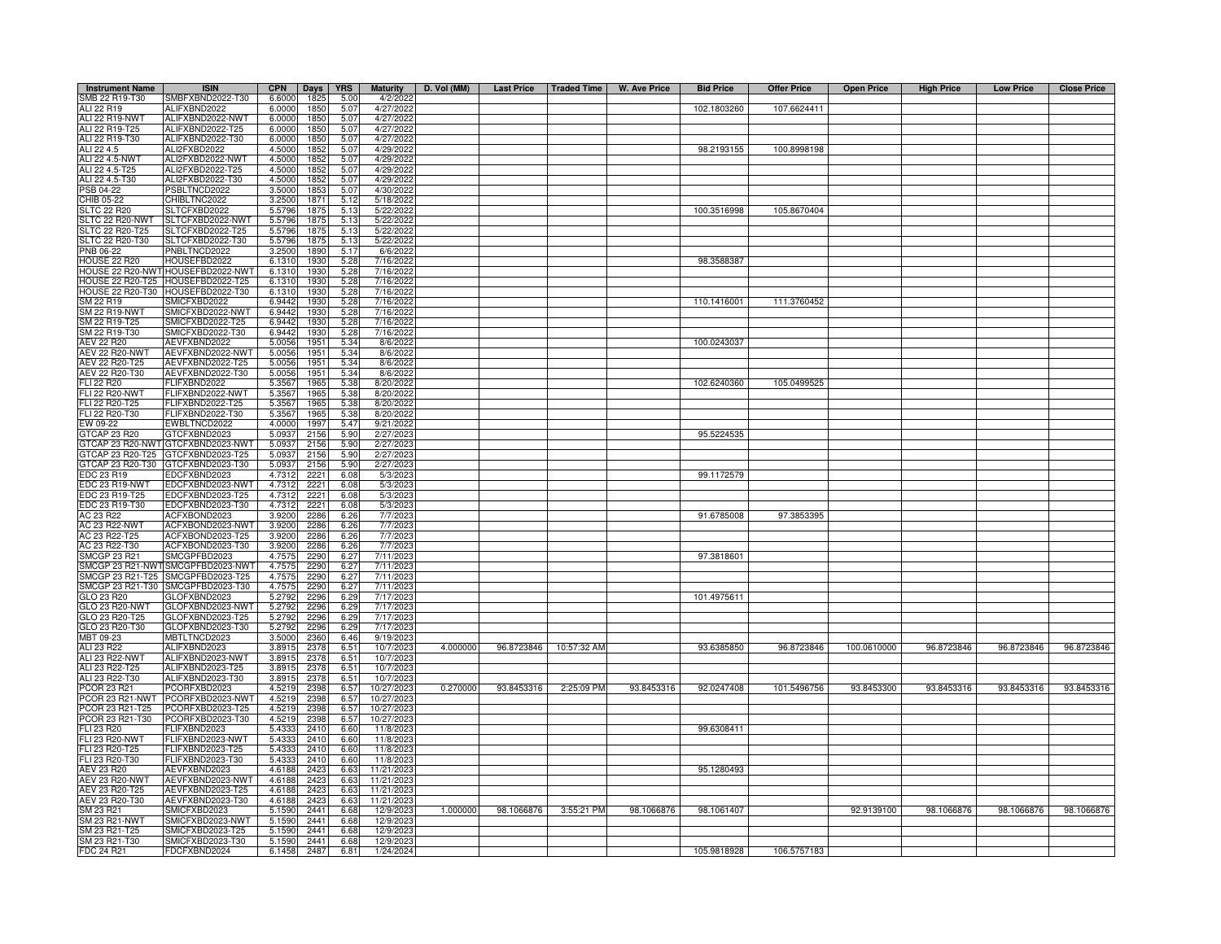| Instrument Name | ISIN | CPN | Days | YRS | Maturity | D. Vol (MM) | Last Price | Traded Time | W. Ave Price | Bid Price | Offer Price | Open Price | High Price | Low Price | Close Price |
|---|---|---|---|---|---|---|---|---|---|---|---|---|---|---|---|
| SMB 22 R19-T30 | SMBFXBND2022-T30 | 6.6000 | 1825 | 5.00 | 4/2/2022 | | | | | | | | | | |
| ALI 22 R19 | ALIFXBND2022 | 6.0000 | 1850 | 5.07 | 4/27/2022 | | | | | 102.1803260 | 107.6624411 | | | | |
| ALI 22 R19-NWT | ALIFXBND2022-NWT | 6.0000 | 1850 | 5.07 | 4/27/2022 | | | | | | | | | | |
| ALI 22 R19-T25 | ALIFXBND2022-T25 | 6.0000 | 1850 | 5.07 | 4/27/2022 | | | | | | | | | | |
| ALI 22 R19-T30 | ALIFXBND2022-T30 | 6.0000 | 1850 | 5.07 | 4/27/2022 | | | | | | | | | | |
| ALI 22 4.5 | ALI2FXBD2022 | 4.5000 | 1852 | 5.07 | 4/29/2022 | | | | | 98.2193155 | 100.8998198 | | | | |
| ALI 22 4.5-NWT | ALI2FXBD2022-NWT | 4.5000 | 1852 | 5.07 | 4/29/2022 | | | | | | | | | | |
| ALI 22 4.5-T25 | ALI2FXBD2022-T25 | 4.5000 | 1852 | 5.07 | 4/29/2022 | | | | | | | | | | |
| ALI 22 4.5-T30 | ALI2FXBD2022-T30 | 4.5000 | 1852 | 5.07 | 4/29/2022 | | | | | | | | | | |
| PSB 04-22 | PSBLTNCD2022 | 3.5000 | 1853 | 5.07 | 4/30/2022 | | | | | | | | | | |
| CHIB 05-22 | CHIBLTNC2022 | 3.2500 | 1871 | 5.12 | 5/18/2022 | | | | | | | | | | |
| SLTC 22 R20 | SLTCFXBD2022 | 5.5796 | 1875 | 5.13 | 5/22/2022 | | | | | 100.3516998 | 105.8670404 | | | | |
| SLTC 22 R20-NWT | SLTCFXBD2022-NWT | 5.5796 | 1875 | 5.13 | 5/22/2022 | | | | | | | | | | |
| SLTC 22 R20-T25 | SLTCFXBD2022-T25 | 5.5796 | 1875 | 5.13 | 5/22/2022 | | | | | | | | | | |
| SLTC 22 R20-T30 | SLTCFXBD2022-T30 | 5.5796 | 1875 | 5.13 | 5/22/2022 | | | | | | | | | | |
| PNB 06-22 | PNBLTNCD2022 | 3.2500 | 1890 | 5.17 | 6/6/2022 | | | | | | | | | | |
| HOUSE 22 R20 | HOUSEFBD2022 | 6.1310 | 1930 | 5.28 | 7/16/2022 | | | | | 98.3588387 | | | | | |
| HOUSE 22 R20-NWT | HOUSEFBD2022-NWT | 6.1310 | 1930 | 5.28 | 7/16/2022 | | | | | | | | | | |
| HOUSE 22 R20-T25 | HOUSEFBD2022-T25 | 6.1310 | 1930 | 5.28 | 7/16/2022 | | | | | | | | | | |
| HOUSE 22 R20-T30 | HOUSEFBD2022-T30 | 6.1310 | 1930 | 5.28 | 7/16/2022 | | | | | | | | | | |
| SM 22 R19 | SMICFXBD2022 | 6.9442 | 1930 | 5.28 | 7/16/2022 | | | | | 110.1416001 | 111.3760452 | | | | |
| SM 22 R19-NWT | SMICFXBD2022-NWT | 6.9442 | 1930 | 5.28 | 7/16/2022 | | | | | | | | | | |
| SM 22 R19-T25 | SMICFXBD2022-T25 | 6.9442 | 1930 | 5.28 | 7/16/2022 | | | | | | | | | | |
| SM 22 R19-T30 | SMICFXBD2022-T30 | 6.9442 | 1930 | 5.28 | 7/16/2022 | | | | | | | | | | |
| AEV 22 R20 | AEVFXBND2022 | 5.0056 | 1951 | 5.34 | 8/6/2022 | | | | | 100.0243037 | | | | | |
| AEV 22 R20-NWT | AEVFXBND2022-NWT | 5.0056 | 1951 | 5.34 | 8/6/2022 | | | | | | | | | | |
| AEV 22 R20-T25 | AEVFXBND2022-T25 | 5.0056 | 1951 | 5.34 | 8/6/2022 | | | | | | | | | | |
| AEV 22 R20-T30 | AEVFXBND2022-T30 | 5.0056 | 1951 | 5.34 | 8/6/2022 | | | | | | | | | | |
| FLI 22 R20 | FLIFXBND2022 | 5.3567 | 1965 | 5.38 | 8/20/2022 | | | | | 102.6240360 | 105.0499525 | | | | |
| FLI 22 R20-NWT | FLIFXBND2022-NWT | 5.3567 | 1965 | 5.38 | 8/20/2022 | | | | | | | | | | |
| FLI 22 R20-T25 | FLIFXBND2022-T25 | 5.3567 | 1965 | 5.38 | 8/20/2022 | | | | | | | | | | |
| FLI 22 R20-T30 | FLIFXBND2022-T30 | 5.3567 | 1965 | 5.38 | 8/20/2022 | | | | | | | | | | |
| EW 09-22 | EWBLTNCD2022 | 4.0000 | 1997 | 5.47 | 9/21/2022 | | | | | | | | | | |
| GTCAP 23 R20 | GTCFXBND2023 | 5.0937 | 2156 | 5.90 | 2/27/2023 | | | | | 95.5224535 | | | | | |
| GTCAP 23 R20-NWT | GTCFXBND2023-NWT | 5.0937 | 2156 | 5.90 | 2/27/2023 | | | | | | | | | | |
| GTCAP 23 R20-T25 | GTCFXBND2023-T25 | 5.0937 | 2156 | 5.90 | 2/27/2023 | | | | | | | | | | |
| GTCAP 23 R20-T30 | GTCFXBND2023-T30 | 5.0937 | 2156 | 5.90 | 2/27/2023 | | | | | | | | | | |
| EDC 23 R19 | EDCFXBND2023 | 4.7312 | 2221 | 6.08 | 5/3/2023 | | | | | 99.1172579 | | | | | |
| EDC 23 R19-NWT | EDCFXBND2023-NWT | 4.7312 | 2221 | 6.08 | 5/3/2023 | | | | | | | | | | |
| EDC 23 R19-T25 | EDCFXBND2023-T25 | 4.7312 | 2221 | 6.08 | 5/3/2023 | | | | | | | | | | |
| EDC 23 R19-T30 | EDCFXBND2023-T30 | 4.7312 | 2221 | 6.08 | 5/3/2023 | | | | | | | | | | |
| AC 23 R22 | ACFXBOND2023 | 3.9200 | 2286 | 6.26 | 7/7/2023 | | | | | 91.6785008 | 97.3853395 | | | | |
| AC 23 R22-NWT | ACFXBOND2023-NWT | 3.9200 | 2286 | 6.26 | 7/7/2023 | | | | | | | | | | |
| AC 23 R22-T25 | ACFXBOND2023-T25 | 3.9200 | 2286 | 6.26 | 7/7/2023 | | | | | | | | | | |
| AC 23 R22-T30 | ACFXBOND2023-T30 | 3.9200 | 2286 | 6.26 | 7/7/2023 | | | | | | | | | | |
| SMCGP 23 R21 | SMCGPFBD2023 | 4.7575 | 2290 | 6.27 | 7/11/2023 | | | | | 97.3818601 | | | | | |
| SMCGP 23 R21-NWT | SMCGPFBD2023-NWT | 4.7575 | 2290 | 6.27 | 7/11/2023 | | | | | | | | | | |
| SMCGP 23 R21-T25 | SMCGPFBD2023-T25 | 4.7575 | 2290 | 6.27 | 7/11/2023 | | | | | | | | | | |
| SMCGP 23 R21-T30 | SMCGPFBD2023-T30 | 4.7575 | 2290 | 6.27 | 7/11/2023 | | | | | | | | | | |
| GLO 23 R20 | GLOFXBND2023 | 5.2792 | 2296 | 6.29 | 7/17/2023 | | | | | 101.4975611 | | | | | |
| GLO 23 R20-NWT | GLOFXBND2023-NWT | 5.2792 | 2296 | 6.29 | 7/17/2023 | | | | | | | | | | |
| GLO 23 R20-T25 | GLOFXBND2023-T25 | 5.2792 | 2296 | 6.29 | 7/17/2023 | | | | | | | | | | |
| GLO 23 R20-T30 | GLOFXBND2023-T30 | 5.2792 | 2296 | 6.29 | 7/17/2023 | | | | | | | | | | |
| MBT 09-23 | MBTLTNCD2023 | 3.5000 | 2360 | 6.46 | 9/19/2023 | | | | | | | | | | |
| ALI 23 R22 | ALIFXBND2023 | 3.8915 | 2378 | 6.51 | 10/7/2023 | 4.000000 | 96.8723846 | 10:57:32 AM | | 93.6385850 | 96.8723846 | 100.0610000 | 96.8723846 | 96.8723846 | 96.8723846 |
| ALI 23 R22-NWT | ALIFXBND2023-NWT | 3.8915 | 2378 | 6.51 | 10/7/2023 | | | | | | | | | | |
| ALI 23 R22-T25 | ALIFXBND2023-T25 | 3.8915 | 2378 | 6.51 | 10/7/2023 | | | | | | | | | | |
| ALI 23 R22-T30 | ALIFXBND2023-T30 | 3.8915 | 2378 | 6.51 | 10/7/2023 | | | | | | | | | | |
| PCOR 23 R21 | PCORFXBD2023 | 4.5219 | 2398 | 6.57 | 10/27/2023 | 0.270000 | 93.8453316 | 2:25:09 PM | 93.8453316 | 92.0247408 | 101.5496756 | 93.8453300 | 93.8453316 | 93.8453316 | 93.8453316 |
| PCOR 23 R21-NWT | PCORFXBD2023-NWT | 4.5219 | 2398 | 6.57 | 10/27/2023 | | | | | | | | | | |
| PCOR 23 R21-T25 | PCORFXBD2023-T25 | 4.5219 | 2398 | 6.57 | 10/27/2023 | | | | | | | | | | |
| PCOR 23 R21-T30 | PCORFXBD2023-T30 | 4.5219 | 2398 | 6.57 | 10/27/2023 | | | | | | | | | | |
| FLI 23 R20 | FLIFXBND2023 | 5.4333 | 2410 | 6.60 | 11/8/2023 | | | | | 99.6308411 | | | | | |
| FLI 23 R20-NWT | FLIFXBND2023-NWT | 5.4333 | 2410 | 6.60 | 11/8/2023 | | | | | | | | | | |
| FLI 23 R20-T25 | FLIFXBND2023-T25 | 5.4333 | 2410 | 6.60 | 11/8/2023 | | | | | | | | | | |
| FLI 23 R20-T30 | FLIFXBND2023-T30 | 5.4333 | 2410 | 6.60 | 11/8/2023 | | | | | | | | | | |
| AEV 23 R20 | AEVFXBND2023 | 4.6188 | 2423 | 6.63 | 11/21/2023 | | | | | 95.1280493 | | | | | |
| AEV 23 R20-NWT | AEVFXBND2023-NWT | 4.6188 | 2423 | 6.63 | 11/21/2023 | | | | | | | | | | |
| AEV 23 R20-T25 | AEVFXBND2023-T25 | 4.6188 | 2423 | 6.63 | 11/21/2023 | | | | | | | | | | |
| AEV 23 R20-T30 | AEVFXBND2023-T30 | 4.6188 | 2423 | 6.63 | 11/21/2023 | | | | | | | | | | |
| SM 23 R21 | SMICFXBD2023 | 5.1590 | 2441 | 6.68 | 12/9/2023 | 1.000000 | 98.1066876 | 3:55:21 PM | 98.1066876 | 98.1061407 | | 92.9139100 | 98.1066876 | 98.1066876 | 98.1066876 |
| SM 23 R21-NWT | SMICFXBD2023-NWT | 5.1590 | 2441 | 6.68 | 12/9/2023 | | | | | | | | | | |
| SM 23 R21-T25 | SMICFXBD2023-T25 | 5.1590 | 2441 | 6.68 | 12/9/2023 | | | | | | | | | | |
| SM 23 R21-T30 | SMICFXBD2023-T30 | 5.1590 | 2441 | 6.68 | 12/9/2023 | | | | | | | | | | |
| FDC 24 R21 | FDCFXBND2024 | 6.1458 | 2487 | 6.81 | 1/24/2024 | | | | | 105.9818928 | 106.5757183 | | | | |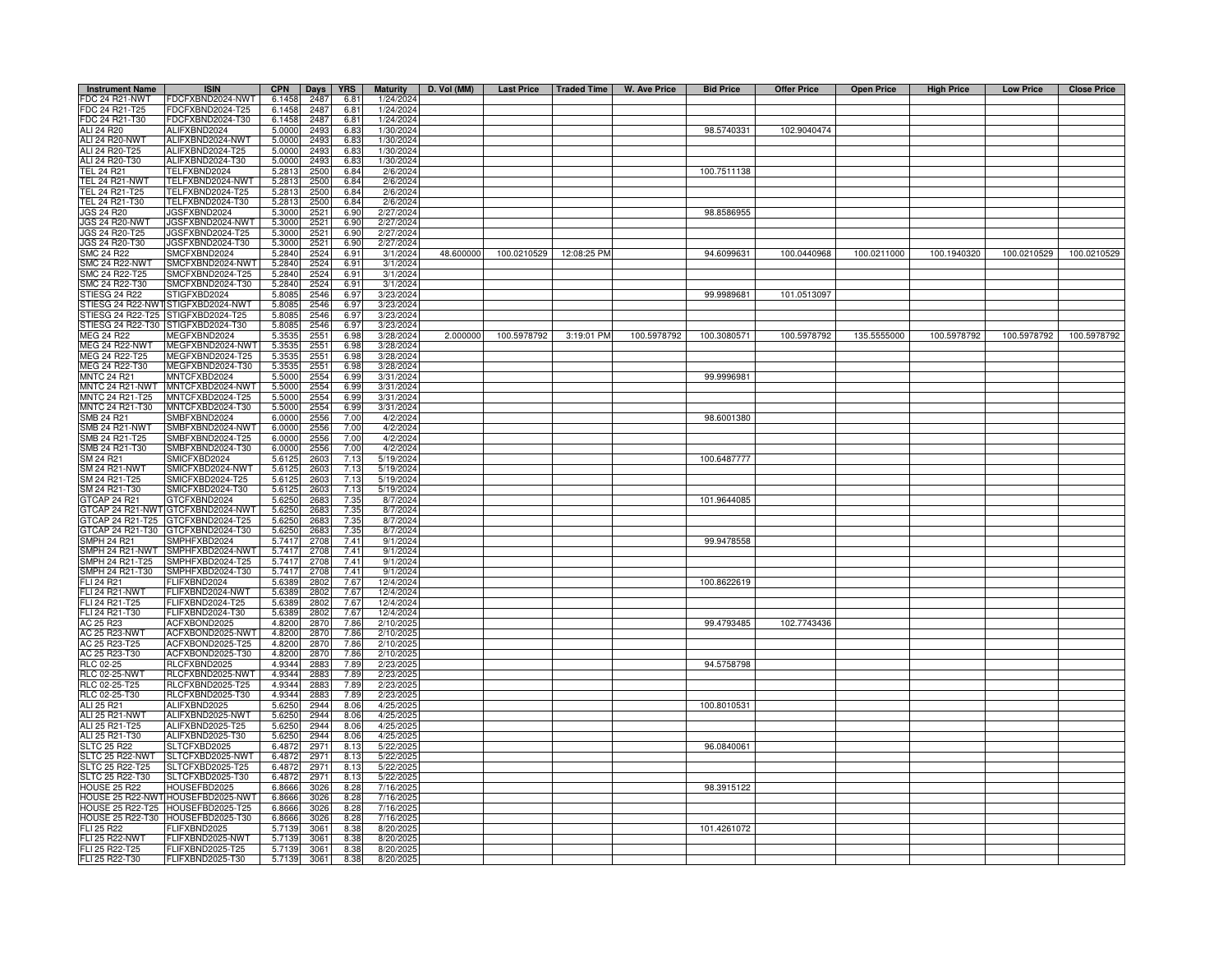| Instrument Name | ISIN | CPN | Days | YRS | Maturity | D. Vol (MM) | Last Price | Traded Time | W. Ave Price | Bid Price | Offer Price | Open Price | High Price | Low Price | Close Price |
|---|---|---|---|---|---|---|---|---|---|---|---|---|---|---|---|
| FDC 24 R21-NWT | FDCFXBND2024-NWT | 6.1458 | 2487 | 6.81 | 1/24/2024 | | | | | | | | | | |
| FDC 24 R21-T25 | FDCFXBND2024-T25 | 6.1458 | 2487 | 6.81 | 1/24/2024 | | | | | | | | | | |
| FDC 24 R21-T30 | FDCFXBND2024-T30 | 6.1458 | 2487 | 6.81 | 1/24/2024 | | | | | | | | | | |
| ALI 24 R20 | ALIFXBND2024 | 5.0000 | 2493 | 6.83 | 1/30/2024 | | | | | 98.5740331 | 102.9040474 | | | | |
| ALI 24 R20-NWT | ALIFXBND2024-NWT | 5.0000 | 2493 | 6.83 | 1/30/2024 | | | | | | | | | | |
| ALI 24 R20-T25 | ALIFXBND2024-T25 | 5.0000 | 2493 | 6.83 | 1/30/2024 | | | | | | | | | | |
| ALI 24 R20-T30 | ALIFXBND2024-T30 | 5.0000 | 2493 | 6.83 | 1/30/2024 | | | | | | | | | | |
| TEL 24 R21 | TELFXBND2024 | 5.2813 | 2500 | 6.84 | 2/6/2024 | | | | | 100.7511138 | | | | | |
| TEL 24 R21-NWT | TELFXBND2024-NWT | 5.2813 | 2500 | 6.84 | 2/6/2024 | | | | | | | | | | |
| TEL 24 R21-T25 | TELFXBND2024-T25 | 5.2813 | 2500 | 6.84 | 2/6/2024 | | | | | | | | | | |
| TEL 24 R21-T30 | TELFXBND2024-T30 | 5.2813 | 2500 | 6.84 | 2/6/2024 | | | | | | | | | | |
| JGS 24 R20 | JGSFXBND2024 | 5.3000 | 2521 | 6.90 | 2/27/2024 | | | | | 98.8586955 | | | | | |
| JGS 24 R20-NWT | JGSFXBND2024-NWT | 5.3000 | 2521 | 6.90 | 2/27/2024 | | | | | | | | | | |
| JGS 24 R20-T25 | JGSFXBND2024-T25 | 5.3000 | 2521 | 6.90 | 2/27/2024 | | | | | | | | | | |
| JGS 24 R20-T30 | JGSFXBND2024-T30 | 5.3000 | 2521 | 6.90 | 2/27/2024 | | | | | | | | | | |
| SMC 24 R22 | SMCFXBND2024 | 5.2840 | 2524 | 6.91 | 3/1/2024 | 48.600000 | 100.0210529 | 12:08:25 PM | | 94.6099631 | 100.0440968 | 100.0211000 | 100.1940320 | 100.0210529 | 100.0210529 |
| SMC 24 R22-NWT | SMCFXBND2024-NWT | 5.2840 | 2524 | 6.91 | 3/1/2024 | | | | | | | | | | |
| SMC 24 R22-T25 | SMCFXBND2024-T25 | 5.2840 | 2524 | 6.91 | 3/1/2024 | | | | | | | | | | |
| SMC 24 R22-T30 | SMCFXBND2024-T30 | 5.2840 | 2524 | 6.91 | 3/1/2024 | | | | | | | | | | |
| STIESG 24 R22 | STIGFXBD2024 | 5.8085 | 2546 | 6.97 | 3/23/2024 | | | | | 99.9989681 | 101.0513097 | | | | |
| STIESG 24 R22-NWT | STIGFXBD2024-NWT | 5.8085 | 2546 | 6.97 | 3/23/2024 | | | | | | | | | | |
| STIESG 24 R22-T25 | STIGFXBD2024-T25 | 5.8085 | 2546 | 6.97 | 3/23/2024 | | | | | | | | | | |
| STIESG 24 R22-T30 | STIGFXBD2024-T30 | 5.8085 | 2546 | 6.97 | 3/23/2024 | | | | | | | | | | |
| MEG 24 R22 | MEGFXBND2024 | 5.3535 | 2551 | 6.98 | 3/28/2024 | 2.000000 | 100.5978792 | 3:19:01 PM | 100.5978792 | 100.3080571 | 100.5978792 | 135.5555000 | 100.5978792 | 100.5978792 | 100.5978792 |
| MEG 24 R22-NWT | MEGFXBND2024-NWT | 5.3535 | 2551 | 6.98 | 3/28/2024 | | | | | | | | | | |
| MEG 24 R22-T25 | MEGFXBND2024-T25 | 5.3535 | 2551 | 6.98 | 3/28/2024 | | | | | | | | | | |
| MEG 24 R22-T30 | MEGFXBND2024-T30 | 5.3535 | 2551 | 6.98 | 3/28/2024 | | | | | | | | | | |
| MNTC 24 R21 | MNTCFXBD2024 | 5.5000 | 2554 | 6.99 | 3/31/2024 | | | | | 99.9996981 | | | | | |
| MNTC 24 R21-NWT | MNTCFXBD2024-NWT | 5.5000 | 2554 | 6.99 | 3/31/2024 | | | | | | | | | | |
| MNTC 24 R21-T25 | MNTCFXBD2024-T25 | 5.5000 | 2554 | 6.99 | 3/31/2024 | | | | | | | | | | |
| MNTC 24 R21-T30 | MNTCFXBD2024-T30 | 5.5000 | 2554 | 6.99 | 3/31/2024 | | | | | | | | | | |
| SMB 24 R21 | SMBFXBND2024 | 6.0000 | 2556 | 7.00 | 4/2/2024 | | | | | 98.6001380 | | | | | |
| SMB 24 R21-NWT | SMBFXBND2024-NWT | 6.0000 | 2556 | 7.00 | 4/2/2024 | | | | | | | | | | |
| SMB 24 R21-T25 | SMBFXBND2024-T25 | 6.0000 | 2556 | 7.00 | 4/2/2024 | | | | | | | | | | |
| SMB 24 R21-T30 | SMBFXBND2024-T30 | 6.0000 | 2556 | 7.00 | 4/2/2024 | | | | | | | | | | |
| SM 24 R21 | SMICFXBD2024 | 5.6125 | 2603 | 7.13 | 5/19/2024 | | | | | 100.6487777 | | | | | |
| SM 24 R21-NWT | SMICFXBD2024-NWT | 5.6125 | 2603 | 7.13 | 5/19/2024 | | | | | | | | | | |
| SM 24 R21-T25 | SMICFXBD2024-T25 | 5.6125 | 2603 | 7.13 | 5/19/2024 | | | | | | | | | | |
| SM 24 R21-T30 | SMICFXBD2024-T30 | 5.6125 | 2603 | 7.13 | 5/19/2024 | | | | | | | | | | |
| GTCAP 24 R21 | GTCFXBND2024 | 5.6250 | 2683 | 7.35 | 8/7/2024 | | | | | 101.9644085 | | | | | |
| GTCAP 24 R21-NWT | GTCFXBND2024-NWT | 5.6250 | 2683 | 7.35 | 8/7/2024 | | | | | | | | | | |
| GTCAP 24 R21-T25 | GTCFXBND2024-T25 | 5.6250 | 2683 | 7.35 | 8/7/2024 | | | | | | | | | | |
| GTCAP 24 R21-T30 | GTCFXBND2024-T30 | 5.6250 | 2683 | 7.35 | 8/7/2024 | | | | | | | | | | |
| SMPH 24 R21 | SMPHFXBD2024 | 5.7417 | 2708 | 7.41 | 9/1/2024 | | | | | 99.9478558 | | | | | |
| SMPH 24 R21-NWT | SMPHFXBD2024-NWT | 5.7417 | 2708 | 7.41 | 9/1/2024 | | | | | | | | | | |
| SMPH 24 R21-T25 | SMPHFXBD2024-T25 | 5.7417 | 2708 | 7.41 | 9/1/2024 | | | | | | | | | | |
| SMPH 24 R21-T30 | SMPHFXBD2024-T30 | 5.7417 | 2708 | 7.41 | 9/1/2024 | | | | | | | | | | |
| FLI 24 R21 | FLIFXBND2024 | 5.6389 | 2802 | 7.67 | 12/4/2024 | | | | | 100.8622619 | | | | | |
| FLI 24 R21-NWT | FLIFXBND2024-NWT | 5.6389 | 2802 | 7.67 | 12/4/2024 | | | | | | | | | | |
| FLI 24 R21-T25 | FLIFXBND2024-T25 | 5.6389 | 2802 | 7.67 | 12/4/2024 | | | | | | | | | | |
| FLI 24 R21-T30 | FLIFXBND2024-T30 | 5.6389 | 2802 | 7.67 | 12/4/2024 | | | | | | | | | | |
| AC 25 R23 | ACFXBOND2025 | 4.8200 | 2870 | 7.86 | 2/10/2025 | | | | | 99.4793485 | 102.7743436 | | | | |
| AC 25 R23-NWT | ACFXBOND2025-NWT | 4.8200 | 2870 | 7.86 | 2/10/2025 | | | | | | | | | | |
| AC 25 R23-T25 | ACFXBOND2025-T25 | 4.8200 | 2870 | 7.86 | 2/10/2025 | | | | | | | | | | |
| AC 25 R23-T30 | ACFXBOND2025-T30 | 4.8200 | 2870 | 7.86 | 2/10/2025 | | | | | | | | | | |
| RLC 02-25 | RLCFXBND2025 | 4.9344 | 2883 | 7.89 | 2/23/2025 | | | | | 94.5758798 | | | | | |
| RLC 02-25-NWT | RLCFXBND2025-NWT | 4.9344 | 2883 | 7.89 | 2/23/2025 | | | | | | | | | | |
| RLC 02-25-T25 | RLCFXBND2025-T25 | 4.9344 | 2883 | 7.89 | 2/23/2025 | | | | | | | | | | |
| RLC 02-25-T30 | RLCFXBND2025-T30 | 4.9344 | 2883 | 7.89 | 2/23/2025 | | | | | | | | | | |
| ALI 25 R21 | ALIFXBND2025 | 5.6250 | 2944 | 8.06 | 4/25/2025 | | | | | 100.8010531 | | | | | |
| ALI 25 R21-NWT | ALIFXBND2025-NWT | 5.6250 | 2944 | 8.06 | 4/25/2025 | | | | | | | | | | |
| ALI 25 R21-T25 | ALIFXBND2025-T25 | 5.6250 | 2944 | 8.06 | 4/25/2025 | | | | | | | | | | |
| ALI 25 R21-T30 | ALIFXBND2025-T30 | 5.6250 | 2944 | 8.06 | 4/25/2025 | | | | | | | | | | |
| SLTC 25 R22 | SLTCFXBD2025 | 6.4872 | 2971 | 8.13 | 5/22/2025 | | | | | 96.0840061 | | | | | |
| SLTC 25 R22-NWT | SLTCFXBD2025-NWT | 6.4872 | 2971 | 8.13 | 5/22/2025 | | | | | | | | | | |
| SLTC 25 R22-T25 | SLTCFXBD2025-T25 | 6.4872 | 2971 | 8.13 | 5/22/2025 | | | | | | | | | | |
| SLTC 25 R22-T30 | SLTCFXBD2025-T30 | 6.4872 | 2971 | 8.13 | 5/22/2025 | | | | | | | | | | |
| HOUSE 25 R22 | HOUSEFBD2025 | 6.8666 | 3026 | 8.28 | 7/16/2025 | | | | | 98.3915122 | | | | | |
| HOUSE 25 R22-NWT | HOUSEFBD2025-NWT | 6.8666 | 3026 | 8.28 | 7/16/2025 | | | | | | | | | | |
| HOUSE 25 R22-T25 | HOUSEFBD2025-T25 | 6.8666 | 3026 | 8.28 | 7/16/2025 | | | | | | | | | | |
| HOUSE 25 R22-T30 | HOUSEFBD2025-T30 | 6.8666 | 3026 | 8.28 | 7/16/2025 | | | | | | | | | | |
| FLI 25 R22 | FLIFXBND2025 | 5.7139 | 3061 | 8.38 | 8/20/2025 | | | | | 101.4261072 | | | | | |
| FLI 25 R22-NWT | FLIFXBND2025-NWT | 5.7139 | 3061 | 8.38 | 8/20/2025 | | | | | | | | | | |
| FLI 25 R22-T25 | FLIFXBND2025-T25 | 5.7139 | 3061 | 8.38 | 8/20/2025 | | | | | | | | | | |
| FLI 25 R22-T30 | FLIFXBND2025-T30 | 5.7139 | 3061 | 8.38 | 8/20/2025 | | | | | | | | | | |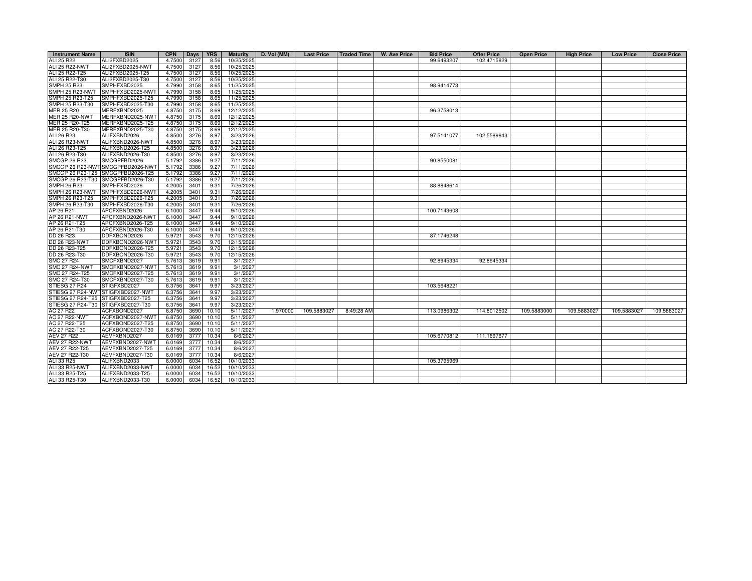| Instrument Name | ISIN | CPN | Days | YRS | Maturity | D. Vol (MM) | Last Price | Traded Time | W. Ave Price | Bid Price | Offer Price | Open Price | High Price | Low Price | Close Price |
|---|---|---|---|---|---|---|---|---|---|---|---|---|---|---|---|
| ALI 25 R22 | ALI2FXBD2025 | 4.7500 | 3127 | 8.56 | 10/25/2025 | | | | | 99.6493207 | 102.4715829 | | | | |
| ALI 25 R22-NWT | ALI2FXBD2025-NWT | 4.7500 | 3127 | 8.56 | 10/25/2025 | | | | | | | | | | |
| ALI 25 R22-T25 | ALI2FXBD2025-T25 | 4.7500 | 3127 | 8.56 | 10/25/2025 | | | | | | | | | | |
| ALI 25 R22-T30 | ALI2FXBD2025-T30 | 4.7500 | 3127 | 8.56 | 10/25/2025 | | | | | | | | | | |
| SMPH 25 R23 | SMPHFXBD2025 | 4.7990 | 3158 | 8.65 | 11/25/2025 | | | | | 98.9414773 | | | | | |
| SMPH 25 R23-NWT | SMPHFXBD2025-NWT | 4.7990 | 3158 | 8.65 | 11/25/2025 | | | | | | | | | | |
| SMPH 25 R23-T25 | SMPHFXBD2025-T25 | 4.7990 | 3158 | 8.65 | 11/25/2025 | | | | | | | | | | |
| SMPH 25 R23-T30 | SMPHFXBD2025-T30 | 4.7990 | 3158 | 8.65 | 11/25/2025 | | | | | | | | | | |
| MER 25 R20 | MERFXBND2025 | 4.8750 | 3175 | 8.69 | 12/12/2025 | | | | | 96.3758013 | | | | | |
| MER 25 R20-NWT | MERFXBND2025-NWT | 4.8750 | 3175 | 8.69 | 12/12/2025 | | | | | | | | | | |
| MER 25 R20-T25 | MERFXBND2025-T25 | 4.8750 | 3175 | 8.69 | 12/12/2025 | | | | | | | | | | |
| MER 25 R20-T30 | MERFXBND2025-T30 | 4.8750 | 3175 | 8.69 | 12/12/2025 | | | | | | | | | | |
| ALI 26 R23 | ALIFXBND2026 | 4.8500 | 3276 | 8.97 | 3/23/2026 | | | | | 97.5141077 | 102.5589843 | | | | |
| ALI 26 R23-NWT | ALIFXBND2026-NWT | 4.8500 | 3276 | 8.97 | 3/23/2026 | | | | | | | | | | |
| ALI 26 R23-T25 | ALIFXBND2026-T25 | 4.8500 | 3276 | 8.97 | 3/23/2026 | | | | | | | | | | |
| ALI 26 R23-T30 | ALIFXBND2026-T30 | 4.8500 | 3276 | 8.97 | 3/23/2026 | | | | | | | | | | |
| SMCGP 26 R23 | SMCGPFBD2026 | 5.1792 | 3386 | 9.27 | 7/11/2026 | | | | | 90.8550081 | | | | | |
| SMCGP 26 R23-NWT | SMCGPFBD2026-NWT | 5.1792 | 3386 | 9.27 | 7/11/2026 | | | | | | | | | | |
| SMCGP 26 R23-T25 | SMCGPFBD2026-T25 | 5.1792 | 3386 | 9.27 | 7/11/2026 | | | | | | | | | | |
| SMCGP 26 R23-T30 | SMCGPFBD2026-T30 | 5.1792 | 3386 | 9.27 | 7/11/2026 | | | | | | | | | | |
| SMPH 26 R23 | SMPHFXBD2026 | 4.2005 | 3401 | 9.31 | 7/26/2026 | | | | | 88.8848614 | | | | | |
| SMPH 26 R23-NWT | SMPHFXBD2026-NWT | 4.2005 | 3401 | 9.31 | 7/26/2026 | | | | | | | | | | |
| SMPH 26 R23-T25 | SMPHFXBD2026-T25 | 4.2005 | 3401 | 9.31 | 7/26/2026 | | | | | | | | | | |
| SMPH 26 R23-T30 | SMPHFXBD2026-T30 | 4.2005 | 3401 | 9.31 | 7/26/2026 | | | | | | | | | | |
| AP 26 R21 | APCFXBND2026 | 6.1000 | 3447 | 9.44 | 9/10/2026 | | | | | 100.7143608 | | | | | |
| AP 26 R21-NWT | APCFXBND2026-NWT | 6.1000 | 3447 | 9.44 | 9/10/2026 | | | | | | | | | | |
| AP 26 R21-T25 | APCFXBND2026-T25 | 6.1000 | 3447 | 9.44 | 9/10/2026 | | | | | | | | | | |
| AP 26 R21-T30 | APCFXBND2026-T30 | 6.1000 | 3447 | 9.44 | 9/10/2026 | | | | | | | | | | |
| DD 26 R23 | DDFXBOND2026 | 5.9721 | 3543 | 9.70 | 12/15/2026 | | | | | 87.1746248 | | | | | |
| DD 26 R23-NWT | DDFXBOND2026-NWT | 5.9721 | 3543 | 9.70 | 12/15/2026 | | | | | | | | | | |
| DD 26 R23-T25 | DDFXBOND2026-T25 | 5.9721 | 3543 | 9.70 | 12/15/2026 | | | | | | | | | | |
| DD 26 R23-T30 | DDFXBOND2026-T30 | 5.9721 | 3543 | 9.70 | 12/15/2026 | | | | | | | | | | |
| SMC 27 R24 | SMCFXBND2027 | 5.7613 | 3619 | 9.91 | 3/1/2027 | | | | | 92.8945334 | 92.8945334 | | | | |
| SMC 27 R24-NWT | SMCFXBND2027-NWT | 5.7613 | 3619 | 9.91 | 3/1/2027 | | | | | | | | | | |
| SMC 27 R24-T25 | SMCFXBND2027-T25 | 5.7613 | 3619 | 9.91 | 3/1/2027 | | | | | | | | | | |
| SMC 27 R24-T30 | SMCFXBND2027-T30 | 5.7613 | 3619 | 9.91 | 3/1/2027 | | | | | | | | | | |
| STIESG 27 R24 | STIGFXBD2027 | 6.3756 | 3641 | 9.97 | 3/23/2027 | | | | | 103.5648221 | | | | | |
| STIESG 27 R24-NWT | STIGFXBD2027-NWT | 6.3756 | 3641 | 9.97 | 3/23/2027 | | | | | | | | | | |
| STIESG 27 R24-T25 | STIGFXBD2027-T25 | 6.3756 | 3641 | 9.97 | 3/23/2027 | | | | | | | | | | |
| STIESG 27 R24-T30 | STIGFXBD2027-T30 | 6.3756 | 3641 | 9.97 | 3/23/2027 | | | | | | | | | | |
| AC 27 R22 | ACFXBOND2027 | 6.8750 | 3690 | 10.10 | 5/11/2027 | 1.970000 | 109.5883027 | 8:49:28 AM | | 113.0986302 | 114.8012502 | 109.5883000 | 109.5883027 | 109.5883027 | 109.5883027 |
| AC 27 R22-NWT | ACFXBOND2027-NWT | 6.8750 | 3690 | 10.10 | 5/11/2027 | | | | | | | | | | |
| AC 27 R22-T25 | ACFXBOND2027-T25 | 6.8750 | 3690 | 10.10 | 5/11/2027 | | | | | | | | | | |
| AC 27 R22-T30 | ACFXBOND2027-T30 | 6.8750 | 3690 | 10.10 | 5/11/2027 | | | | | | | | | | |
| AEV 27 R22 | AEVFXBND2027 | 6.0169 | 3777 | 10.34 | 8/6/2027 | | | | | 105.6770812 | 111.1697677 | | | | |
| AEV 27 R22-NWT | AEVFXBND2027-NWT | 6.0169 | 3777 | 10.34 | 8/6/2027 | | | | | | | | | | |
| AEV 27 R22-T25 | AEVFXBND2027-T25 | 6.0169 | 3777 | 10.34 | 8/6/2027 | | | | | | | | | | |
| AEV 27 R22-T30 | AEVFXBND2027-T30 | 6.0169 | 3777 | 10.34 | 8/6/2027 | | | | | | | | | | |
| ALI 33 R25 | ALIFXBND2033 | 6.0000 | 6034 | 16.52 | 10/10/2033 | | | | | 105.3795969 | | | | | |
| ALI 33 R25-NWT | ALIFXBND2033-NWT | 6.0000 | 6034 | 16.52 | 10/10/2033 | | | | | | | | | | |
| ALI 33 R25-T25 | ALIFXBND2033-T25 | 6.0000 | 6034 | 16.52 | 10/10/2033 | | | | | | | | | | |
| ALI 33 R25-T30 | ALIFXBND2033-T30 | 6.0000 | 6034 | 16.52 | 10/10/2033 | | | | | | | | | | |